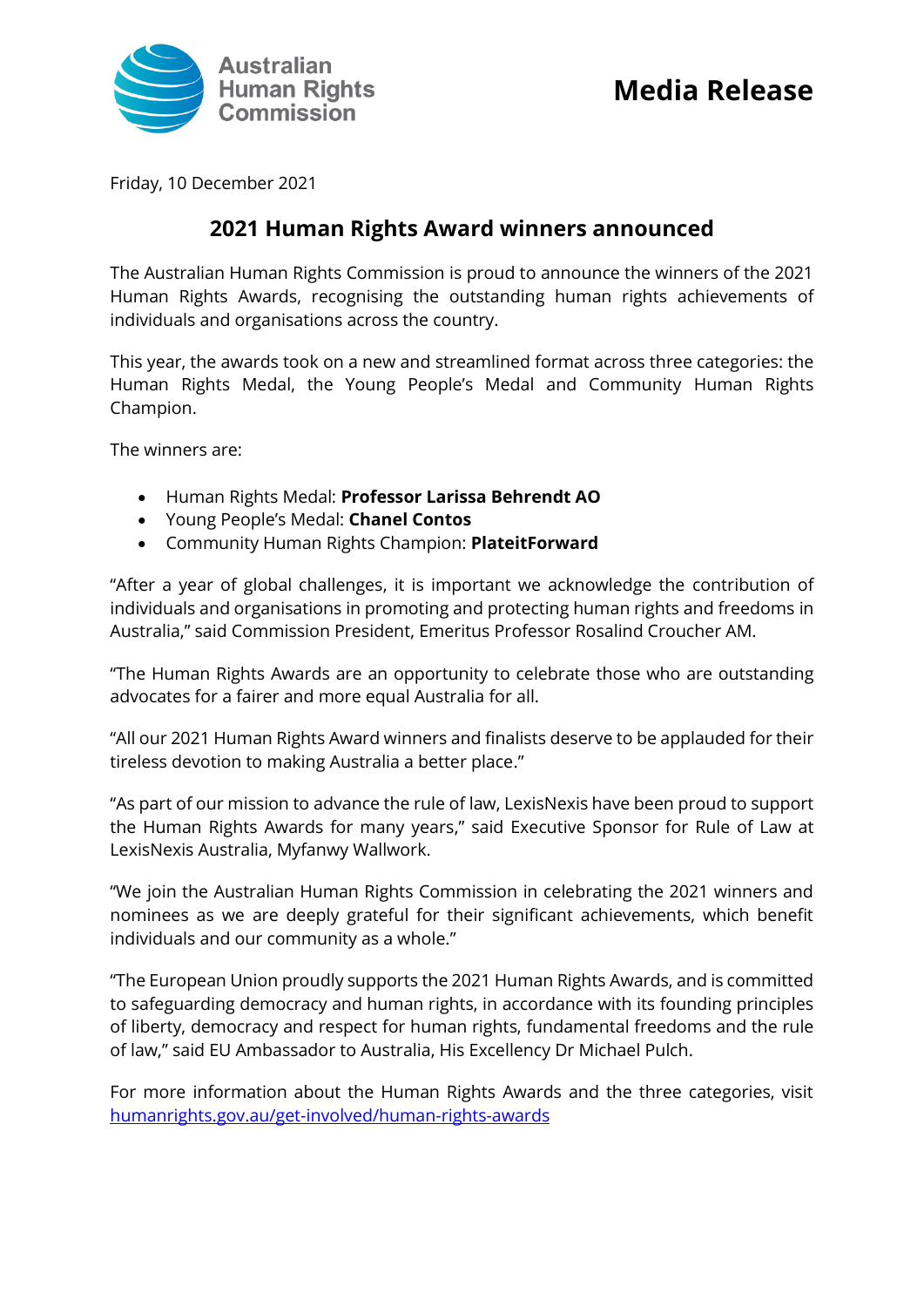Australian Human Rights Commission

# Media Release

Friday, 10 December 2021

## 2021 Human Rights Award winners announced

The Australian Human Rights Commission is proud to announce the winners of the 2021 Human Rights Awards, recognising the outstanding human rights achievements of individuals and organisations across the country.

This year, the awards took on a new and streamlined format across three categories: the Human Rights Medal, the Young People's Medal and Community Human Rights Champion.

The winners are:

- Human Rights Medal: **Professor Larissa Behrendt AO**
- Young People's Medal: **Chanel Contos**
- Community Human Rights Champion: **PlateitForward**

"After a year of global challenges, it is important we acknowledge the contribution of individuals and organisations in promoting and protecting human rights and freedoms in Australia," said Commission President, Emeritus Professor Rosalind Croucher AM.

"The Human Rights Awards are an opportunity to celebrate those who are outstanding advocates for a fairer and more equal Australia for all.

"All our 2021 Human Rights Award winners and finalists deserve to be applauded for their tireless devotion to making Australia a better place."

"As part of our mission to advance the rule of law, LexisNexis have been proud to support the Human Rights Awards for many years," said Executive Sponsor for Rule of Law at LexisNexis Australia, Myfanwy Wallwork.

"We join the Australian Human Rights Commission in celebrating the 2021 winners and nominees as we are deeply grateful for their significant achievements, which benefit individuals and our community as a whole."

"The European Union proudly supports the 2021 Human Rights Awards, and is committed to safeguarding democracy and human rights, in accordance with its founding principles of liberty, democracy and respect for human rights, fundamental freedoms and the rule of law," said EU Ambassador to Australia, His Excellency Dr Michael Pulch.

For more information about the Human Rights Awards and the three categories, visit [humanrights.gov.au/get-involved/human-rights-awards](humanrights.gov.au/get-involved/human-rights-awards)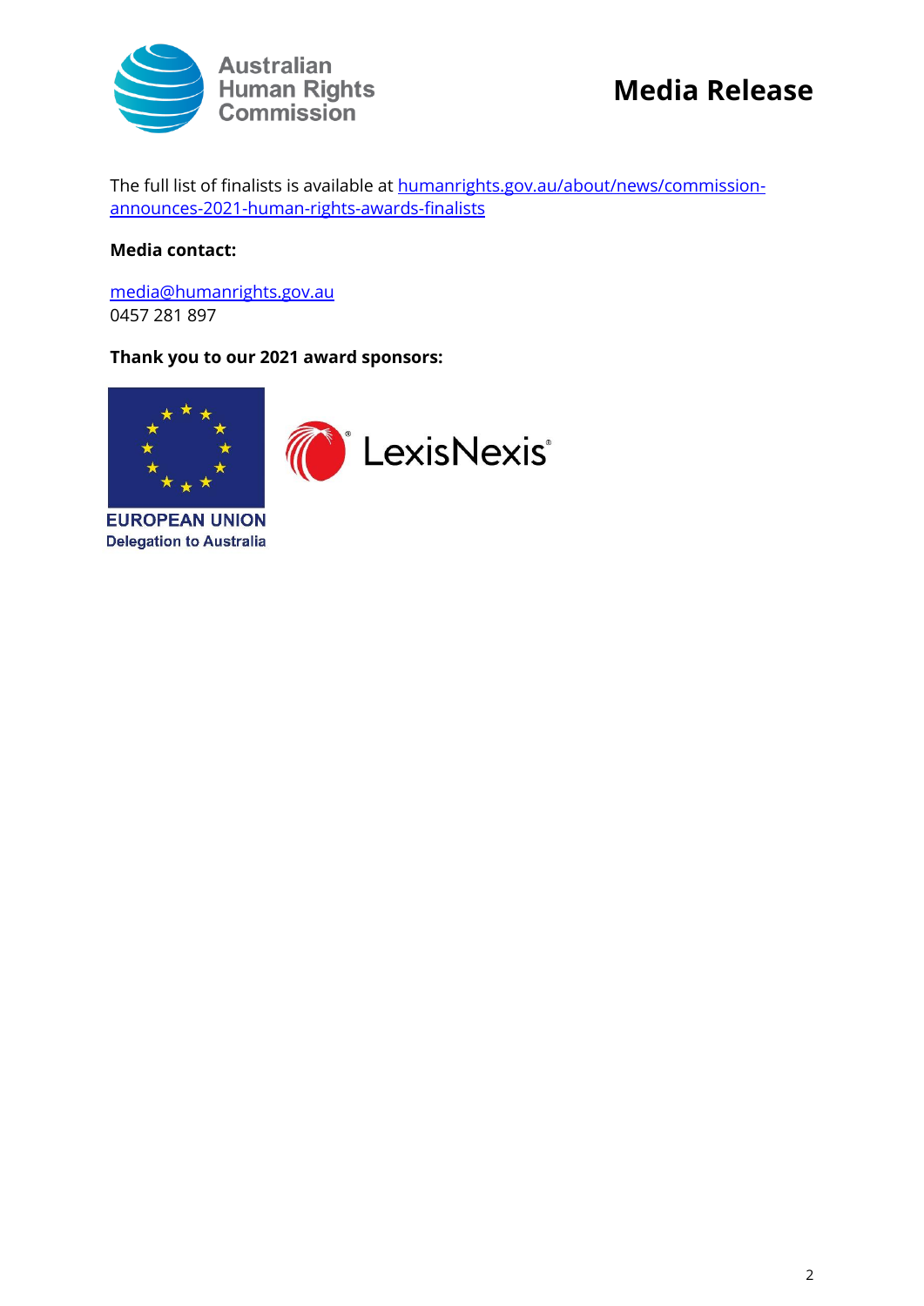The full list of finalists is available at [humanrights.gov.au/about/news/commission-announces-2021-human-rights-awards-finalists](humanrights.gov.au/about/news/commission-announces-2021-human-rights-awards-finalists)

**Media contact:**

[media@humanrights.gov.au](mailto:media@humanrights.gov.au)
0457 281 897

**Thank you to our 2021 award sponsors:**

EUROPEAN UNION
Delegation to Australia

LexisNexis®